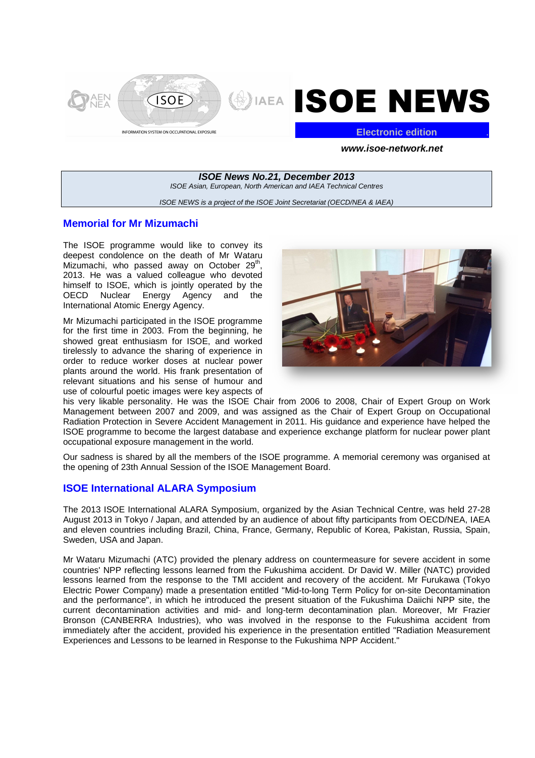# ISOE NEWS

**Electronic edition**

***www.isoe-network.net***

***ISOE News No.21, December 2013***

*ISOE Asian, European, North American and IAEA Technical Centres*

*ISOE NEWS is a project of the ISOE Joint Secretariat (OECD/NEA & IAEA)*

## Memorial for Mr Mizumachi

The ISOE programme would like to convey its deepest condolence on the death of Mr Wataru Mizumachi, who passed away on October 29th, 2013. He was a valued colleague who devoted himself to ISOE, which is jointly operated by the OECD Nuclear Energy Agency and the International Atomic Energy Agency.

Mr Mizumachi participated in the ISOE programme for the first time in 2003. From the beginning, he showed great enthusiasm for ISOE, and worked tirelessly to advance the sharing of experience in order to reduce worker doses at nuclear power plants around the world. His frank presentation of relevant situations and his sense of humour and use of colourful poetic images were key aspects of his very likable personality. He was the ISOE Chair from 2006 to 2008, Chair of Expert Group on Work Management between 2007 and 2009, and was assigned as the Chair of Expert Group on Occupational Radiation Protection in Severe Accident Management in 2011. His guidance and experience have helped the ISOE programme to become the largest database and experience exchange platform for nuclear power plant occupational exposure management in the world.

Our sadness is shared by all the members of the ISOE programme. A memorial ceremony was organised at the opening of 23th Annual Session of the ISOE Management Board.

## ISOE International ALARA Symposium

The 2013 ISOE International ALARA Symposium, organized by the Asian Technical Centre, was held 27-28 August 2013 in Tokyo / Japan, and attended by an audience of about fifty participants from OECD/NEA, IAEA and eleven countries including Brazil, China, France, Germany, Republic of Korea, Pakistan, Russia, Spain, Sweden, USA and Japan.

Mr Wataru Mizumachi (ATC) provided the plenary address on countermeasure for severe accident in some countries' NPP reflecting lessons learned from the Fukushima accident. Dr David W. Miller (NATC) provided lessons learned from the response to the TMI accident and recovery of the accident. Mr Furukawa (Tokyo Electric Power Company) made a presentation entitled "Mid-to-long Term Policy for on-site Decontamination and the performance", in which he introduced the present situation of the Fukushima Daiichi NPP site, the current decontamination activities and mid- and long-term decontamination plan. Moreover, Mr Frazier Bronson (CANBERRA Industries), who was involved in the response to the Fukushima accident from immediately after the accident, provided his experience in the presentation entitled "Radiation Measurement Experiences and Lessons to be learned in Response to the Fukushima NPP Accident."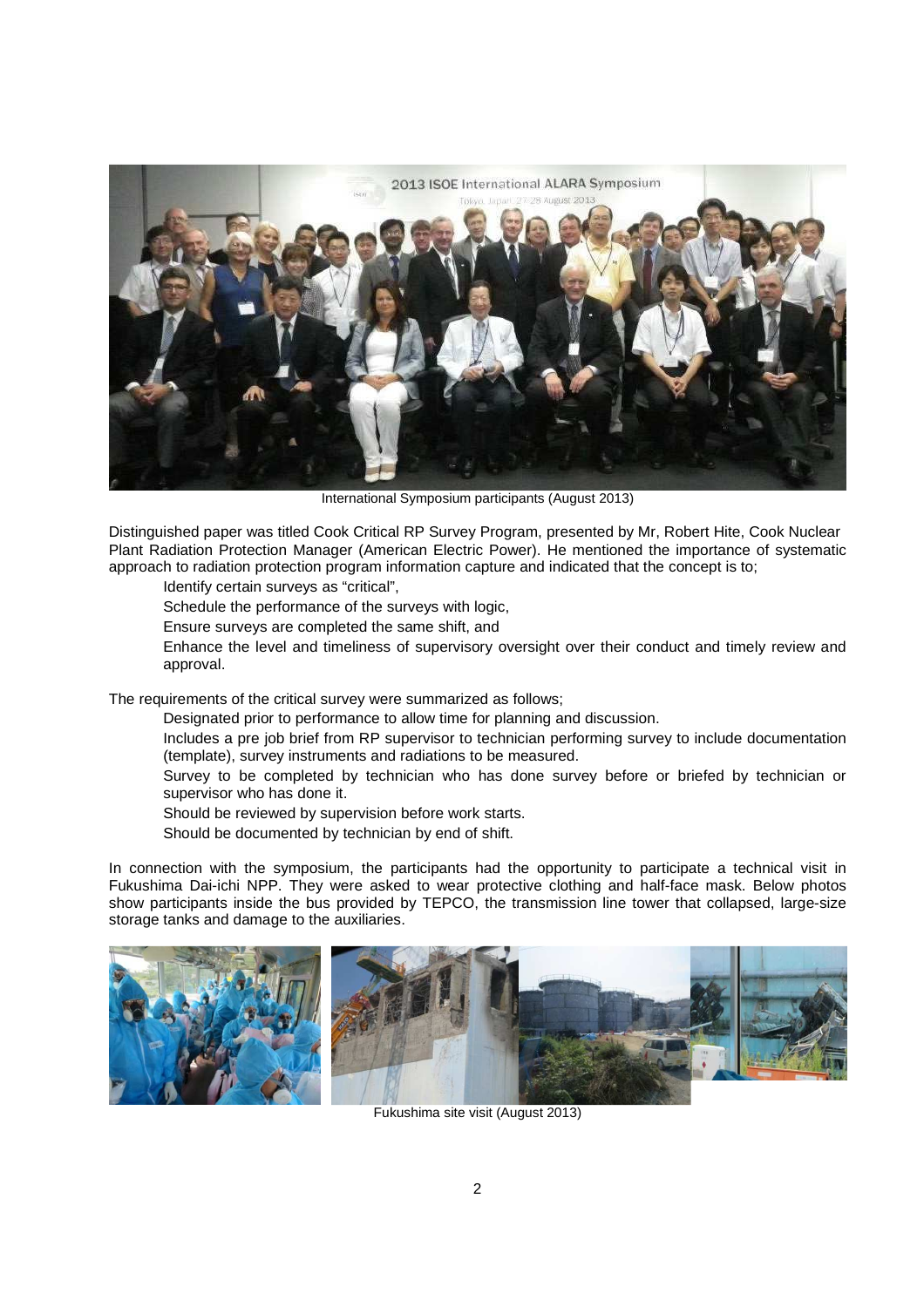International Symposium participants (August 2013)

Distinguished paper was titled Cook Critical RP Survey Program, presented by Mr, Robert Hite, Cook Nuclear Plant Radiation Protection Manager (American Electric Power). He mentioned the importance of systematic approach to radiation protection program information capture and indicated that the concept is to;

- Identify certain surveys as "critical",
- Schedule the performance of the surveys with logic,
- Ensure surveys are completed the same shift, and
- Enhance the level and timeliness of supervisory oversight over their conduct and timely review and approval.

The requirements of the critical survey were summarized as follows;

- Designated prior to performance to allow time for planning and discussion.
- Includes a pre job brief from RP supervisor to technician performing survey to include documentation (template), survey instruments and radiations to be measured.
- Survey to be completed by technician who has done survey before or briefed by technician or supervisor who has done it.
- Should be reviewed by supervision before work starts.
- Should be documented by technician by end of shift.

In connection with the symposium, the participants had the opportunity to participate a technical visit in Fukushima Dai-ichi NPP. They were asked to wear protective clothing and half-face mask. Below photos show participants inside the bus provided by TEPCO, the transmission line tower that collapsed, large-size storage tanks and damage to the auxiliaries.

Fukushima site visit (August 2013)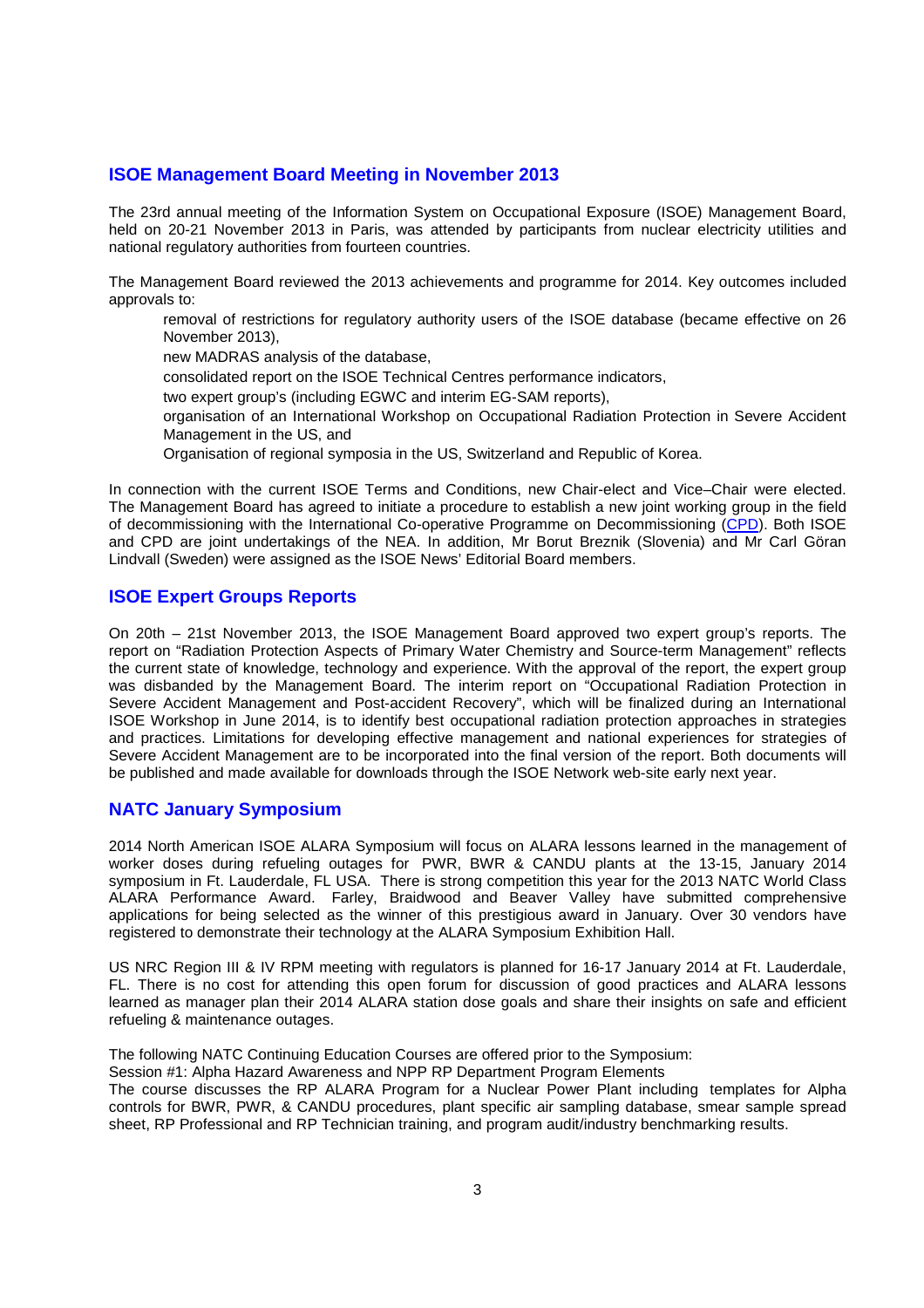## ISOE Management Board Meeting in November 2013

The 23rd annual meeting of the Information System on Occupational Exposure (ISOE) Management Board, held on 20-21 November 2013 in Paris, was attended by participants from nuclear electricity utilities and national regulatory authorities from fourteen countries.

The Management Board reviewed the 2013 achievements and programme for 2014. Key outcomes included approvals to:

- removal of restrictions for regulatory authority users of the ISOE database (became effective on 26 November 2013),
- new MADRAS analysis of the database,
- consolidated report on the ISOE Technical Centres performance indicators,
- two expert group's (including EGWC and interim EG-SAM reports),
- organisation of an International Workshop on Occupational Radiation Protection in Severe Accident Management in the US, and
- Organisation of regional symposia in the US, Switzerland and Republic of Korea.

In connection with the current ISOE Terms and Conditions, new Chair-elect and Vice–Chair were elected. The Management Board has agreed to initiate a procedure to establish a new joint working group in the field of decommissioning with the International Co-operative Programme on Decommissioning (CPD). Both ISOE and CPD are joint undertakings of the NEA. In addition, Mr Borut Breznik (Slovenia) and Mr Carl Göran Lindvall (Sweden) were assigned as the ISOE News' Editorial Board members.

## ISOE Expert Groups Reports

On 20th – 21st November 2013, the ISOE Management Board approved two expert group's reports. The report on "Radiation Protection Aspects of Primary Water Chemistry and Source-term Management" reflects the current state of knowledge, technology and experience. With the approval of the report, the expert group was disbanded by the Management Board. The interim report on "Occupational Radiation Protection in Severe Accident Management and Post-accident Recovery", which will be finalized during an International ISOE Workshop in June 2014, is to identify best occupational radiation protection approaches in strategies and practices. Limitations for developing effective management and national experiences for strategies of Severe Accident Management are to be incorporated into the final version of the report. Both documents will be published and made available for downloads through the ISOE Network web-site early next year.

## NATC January Symposium

2014 North American ISOE ALARA Symposium will focus on ALARA lessons learned in the management of worker doses during refueling outages for PWR, BWR & CANDU plants at the 13-15, January 2014 symposium in Ft. Lauderdale, FL USA. There is strong competition this year for the 2013 NATC World Class ALARA Performance Award. Farley, Braidwood and Beaver Valley have submitted comprehensive applications for being selected as the winner of this prestigious award in January. Over 30 vendors have registered to demonstrate their technology at the ALARA Symposium Exhibition Hall.

US NRC Region III & IV RPM meeting with regulators is planned for 16-17 January 2014 at Ft. Lauderdale, FL. There is no cost for attending this open forum for discussion of good practices and ALARA lessons learned as manager plan their 2014 ALARA station dose goals and share their insights on safe and efficient refueling & maintenance outages.

The following NATC Continuing Education Courses are offered prior to the Symposium:

Session #1: Alpha Hazard Awareness and NPP RP Department Program Elements

The course discusses the RP ALARA Program for a Nuclear Power Plant including templates for Alpha controls for BWR, PWR, & CANDU procedures, plant specific air sampling database, smear sample spread sheet, RP Professional and RP Technician training, and program audit/industry benchmarking results.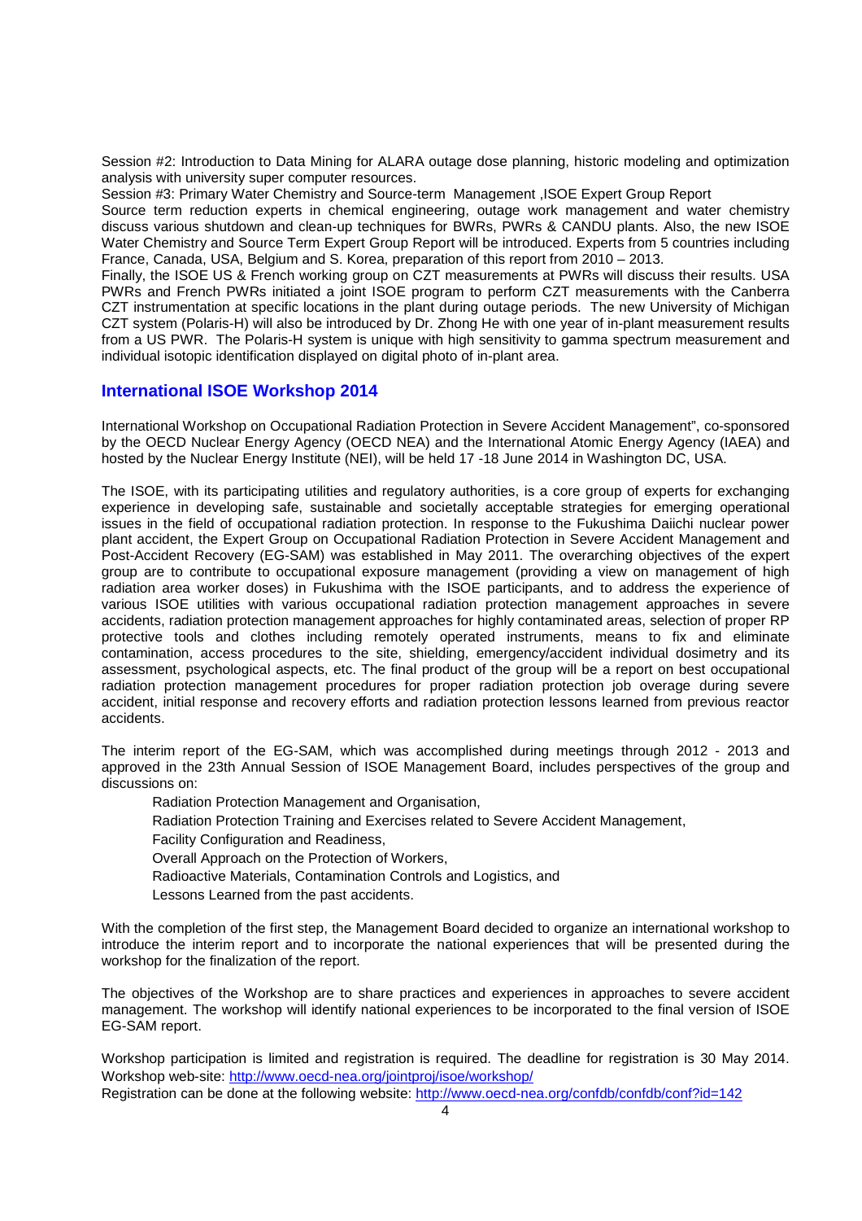Session #2: Introduction to Data Mining for ALARA outage dose planning, historic modeling and optimization analysis with university super computer resources.

Session #3: Primary Water Chemistry and Source-term Management ,ISOE Expert Group Report

Source term reduction experts in chemical engineering, outage work management and water chemistry discuss various shutdown and clean-up techniques for BWRs, PWRs & CANDU plants. Also, the new ISOE Water Chemistry and Source Term Expert Group Report will be introduced. Experts from 5 countries including France, Canada, USA, Belgium and S. Korea, preparation of this report from 2010 – 2013.

Finally, the ISOE US & French working group on CZT measurements at PWRs will discuss their results. USA PWRs and French PWRs initiated a joint ISOE program to perform CZT measurements with the Canberra CZT instrumentation at specific locations in the plant during outage periods. The new University of Michigan CZT system (Polaris-H) will also be introduced by Dr. Zhong He with one year of in-plant measurement results from a US PWR. The Polaris-H system is unique with high sensitivity to gamma spectrum measurement and individual isotopic identification displayed on digital photo of in-plant area.

## International ISOE Workshop 2014

International Workshop on Occupational Radiation Protection in Severe Accident Management", co-sponsored by the OECD Nuclear Energy Agency (OECD NEA) and the International Atomic Energy Agency (IAEA) and hosted by the Nuclear Energy Institute (NEI), will be held 17 -18 June 2014 in Washington DC, USA.

The ISOE, with its participating utilities and regulatory authorities, is a core group of experts for exchanging experience in developing safe, sustainable and societally acceptable strategies for emerging operational issues in the field of occupational radiation protection. In response to the Fukushima Daiichi nuclear power plant accident, the Expert Group on Occupational Radiation Protection in Severe Accident Management and Post-Accident Recovery (EG-SAM) was established in May 2011. The overarching objectives of the expert group are to contribute to occupational exposure management (providing a view on management of high radiation area worker doses) in Fukushima with the ISOE participants, and to address the experience of various ISOE utilities with various occupational radiation protection management approaches in severe accidents, radiation protection management approaches for highly contaminated areas, selection of proper RP protective tools and clothes including remotely operated instruments, means to fix and eliminate contamination, access procedures to the site, shielding, emergency/accident individual dosimetry and its assessment, psychological aspects, etc. The final product of the group will be a report on best occupational radiation protection management procedures for proper radiation protection job overage during severe accident, initial response and recovery efforts and radiation protection lessons learned from previous reactor accidents.

The interim report of the EG-SAM, which was accomplished during meetings through 2012 - 2013 and approved in the 23th Annual Session of ISOE Management Board, includes perspectives of the group and discussions on:

- Radiation Protection Management and Organisation,
- Radiation Protection Training and Exercises related to Severe Accident Management,
- Facility Configuration and Readiness,
- Overall Approach on the Protection of Workers,
- Radioactive Materials, Contamination Controls and Logistics, and
- Lessons Learned from the past accidents.

With the completion of the first step, the Management Board decided to organize an international workshop to introduce the interim report and to incorporate the national experiences that will be presented during the workshop for the finalization of the report.

The objectives of the Workshop are to share practices and experiences in approaches to severe accident management. The workshop will identify national experiences to be incorporated to the final version of ISOE EG-SAM report.

Workshop participation is limited and registration is required. The deadline for registration is 30 May 2014. Workshop web-site: http://www.oecd-nea.org/jointproj/isoe/workshop/

Registration can be done at the following website: http://www.oecd-nea.org/confdb/confdb/conf?id=142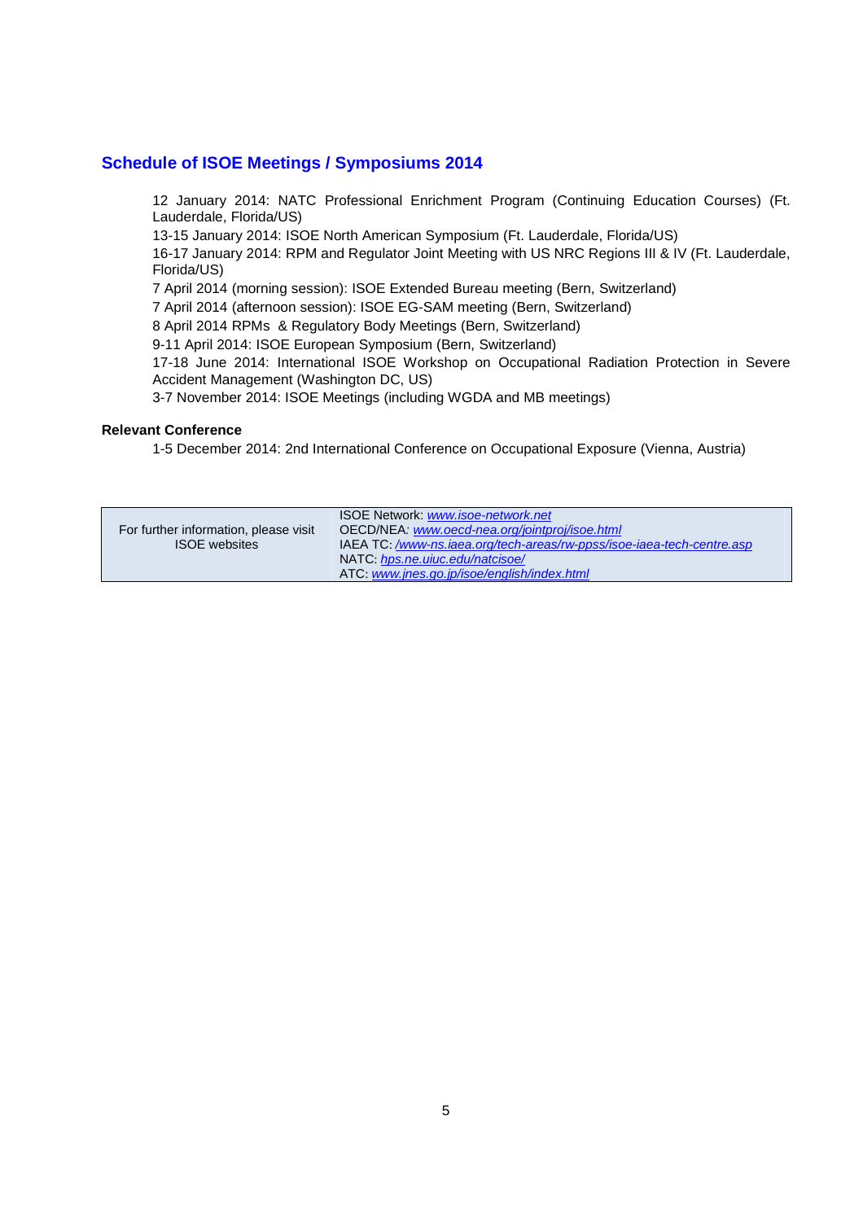## Schedule of ISOE Meetings / Symposiums 2014

12 January 2014: NATC Professional Enrichment Program (Continuing Education Courses) (Ft. Lauderdale, Florida/US)
13-15 January 2014: ISOE North American Symposium (Ft. Lauderdale, Florida/US)
16-17 January 2014: RPM and Regulator Joint Meeting with US NRC Regions III & IV (Ft. Lauderdale, Florida/US)
7 April 2014 (morning session): ISOE Extended Bureau meeting (Bern, Switzerland)
7 April 2014 (afternoon session): ISOE EG-SAM meeting (Bern, Switzerland)
8 April 2014 RPMs & Regulatory Body Meetings (Bern, Switzerland)
9-11 April 2014: ISOE European Symposium (Bern, Switzerland)
17-18 June 2014: International ISOE Workshop on Occupational Radiation Protection in Severe Accident Management (Washington DC, US)
3-7 November 2014: ISOE Meetings (including WGDA and MB meetings)

**Relevant Conference**

1-5 December 2014: 2nd International Conference on Occupational Exposure (Vienna, Austria)

| | |
|---|---|
| For further information, please visit ISOE websites | ISOE Network: *www.isoe-network.net*<br>OECD/NEA: *www.oecd-nea.org/jointproj/isoe.html*<br>IAEA TC: */www-ns.iaea.org/tech-areas/rw-ppss/isoe-iaea-tech-centre.asp*<br>NATC: *hps.ne.uiuc.edu/natcisoe/*<br>ATC: *www.jnes.go.jp/isoe/english/index.html* |